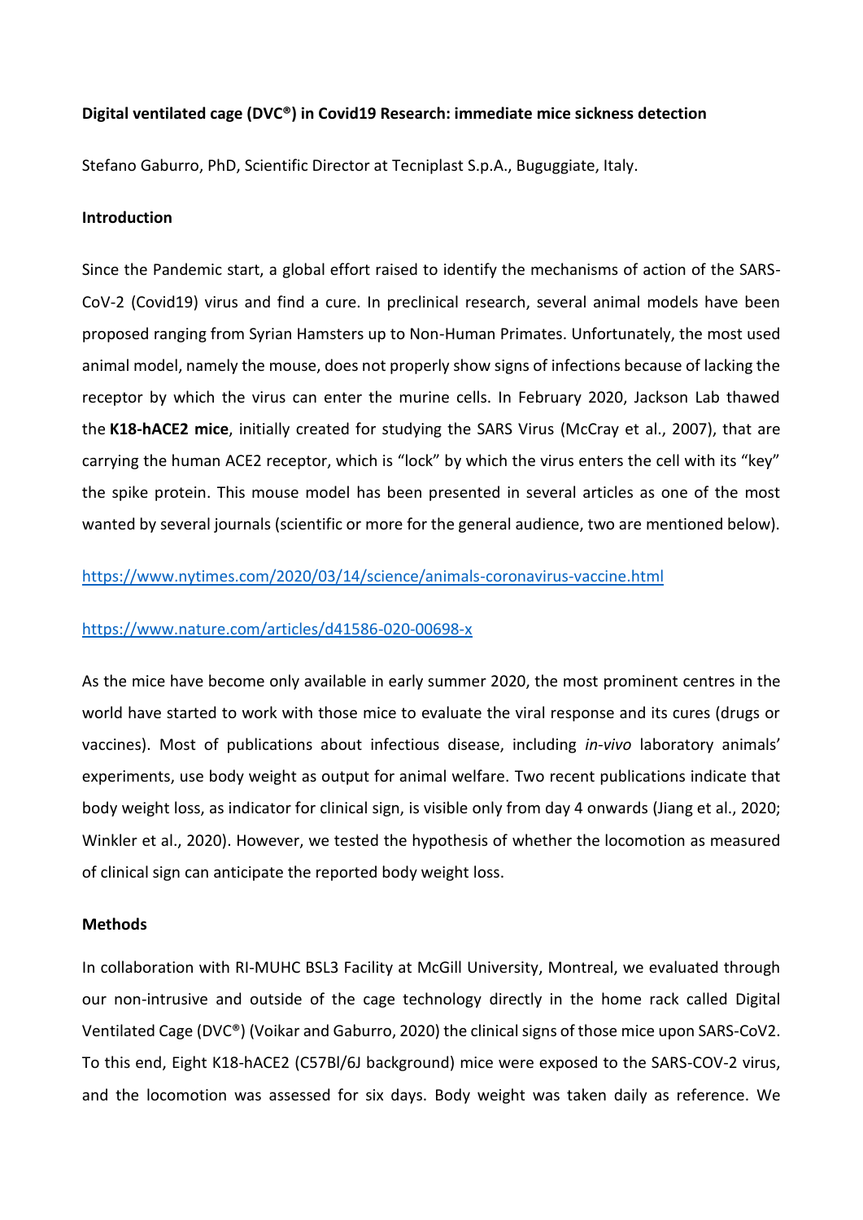**Digital ventilated cage (DVC®) in Covid19 Research: immediate mice sickness detection**

Stefano Gaburro, PhD, Scientific Director at Tecniplast S.p.A., Buguggiate, Italy.

**Introduction**

Since the Pandemic start, a global effort raised to identify the mechanisms of action of the SARS-CoV-2 (Covid19) virus and find a cure. In preclinical research, several animal models have been proposed ranging from Syrian Hamsters up to Non-Human Primates. Unfortunately, the most used animal model, namely the mouse, does not properly show signs of infections because of lacking the receptor by which the virus can enter the murine cells. In February 2020, Jackson Lab thawed the **K18-hACE2 mice**, initially created for studying the SARS Virus (McCray et al., 2007), that are carrying the human ACE2 receptor, which is "lock" by which the virus enters the cell with its "key" the spike protein. This mouse model has been presented in several articles as one of the most wanted by several journals (scientific or more for the general audience, two are mentioned below).

https://www.nytimes.com/2020/03/14/science/animals-coronavirus-vaccine.html

https://www.nature.com/articles/d41586-020-00698-x

As the mice have become only available in early summer 2020, the most prominent centres in the world have started to work with those mice to evaluate the viral response and its cures (drugs or vaccines). Most of publications about infectious disease, including *in-vivo* laboratory animals' experiments, use body weight as output for animal welfare. Two recent publications indicate that body weight loss, as indicator for clinical sign, is visible only from day 4 onwards (Jiang et al., 2020; Winkler et al., 2020). However, we tested the hypothesis of whether the locomotion as measured of clinical sign can anticipate the reported body weight loss.

**Methods**

In collaboration with RI-MUHC BSL3 Facility at McGill University, Montreal, we evaluated through our non-intrusive and outside of the cage technology directly in the home rack called Digital Ventilated Cage (DVC®) (Voikar and Gaburro, 2020) the clinical signs of those mice upon SARS-CoV2. To this end, Eight K18-hACE2 (C57Bl/6J background) mice were exposed to the SARS-COV-2 virus, and the locomotion was assessed for six days. Body weight was taken daily as reference. We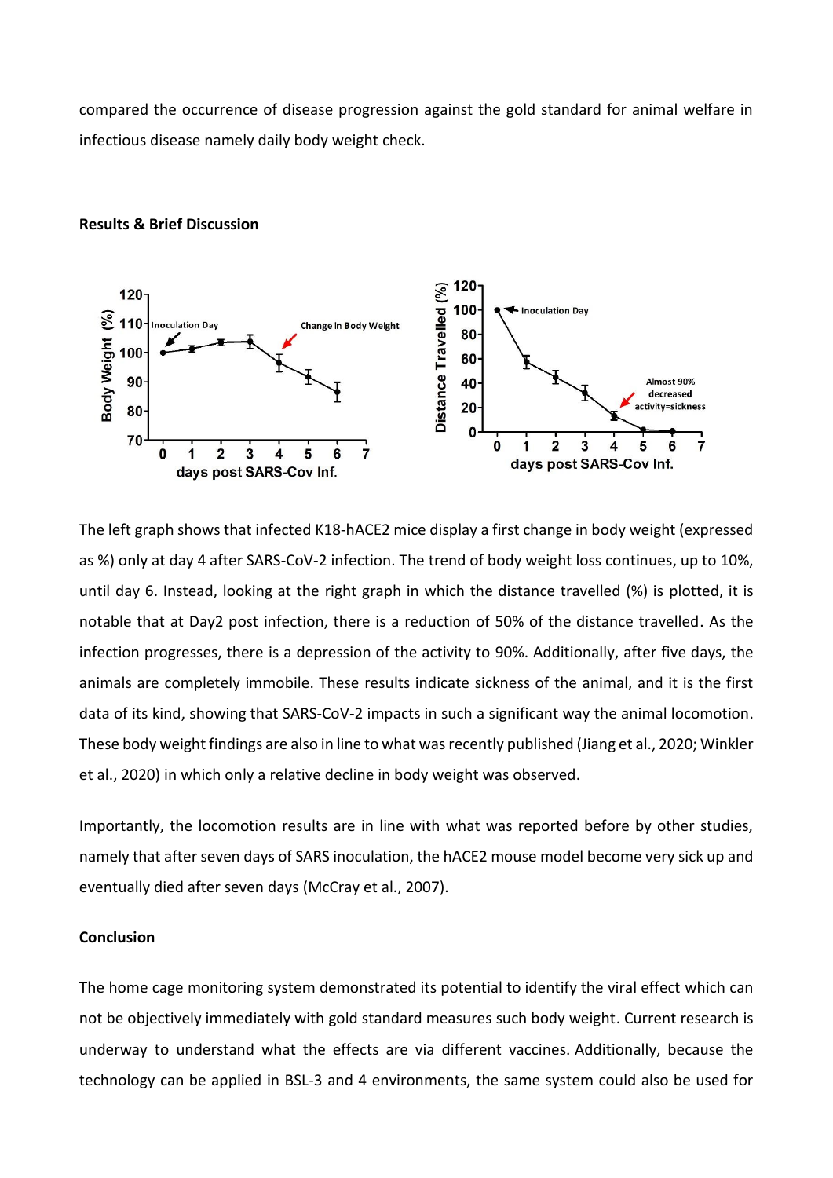compared the occurrence of disease progression against the gold standard for animal welfare in infectious disease namely daily body weight check.

**Results & Brief Discussion**

The left graph shows that infected K18-hACE2 mice display a first change in body weight (expressed as %) only at day 4 after SARS-CoV-2 infection. The trend of body weight loss continues, up to 10%, until day 6. Instead, looking at the right graph in which the distance travelled (%) is plotted, it is notable that at Day2 post infection, there is a reduction of 50% of the distance travelled. As the infection progresses, there is a depression of the activity to 90%. Additionally, after five days, the animals are completely immobile. These results indicate sickness of the animal, and it is the first data of its kind, showing that SARS-CoV-2 impacts in such a significant way the animal locomotion. These body weight findings are also in line to what was recently published (Jiang et al., 2020; Winkler et al., 2020) in which only a relative decline in body weight was observed.

Importantly, the locomotion results are in line with what was reported before by other studies, namely that after seven days of SARS inoculation, the hACE2 mouse model become very sick up and eventually died after seven days (McCray et al., 2007).

**Conclusion**

The home cage monitoring system demonstrated its potential to identify the viral effect which can not be objectively immediately with gold standard measures such body weight. Current research is underway to understand what the effects are via different vaccines. Additionally, because the technology can be applied in BSL-3 and 4 environments, the same system could also be used for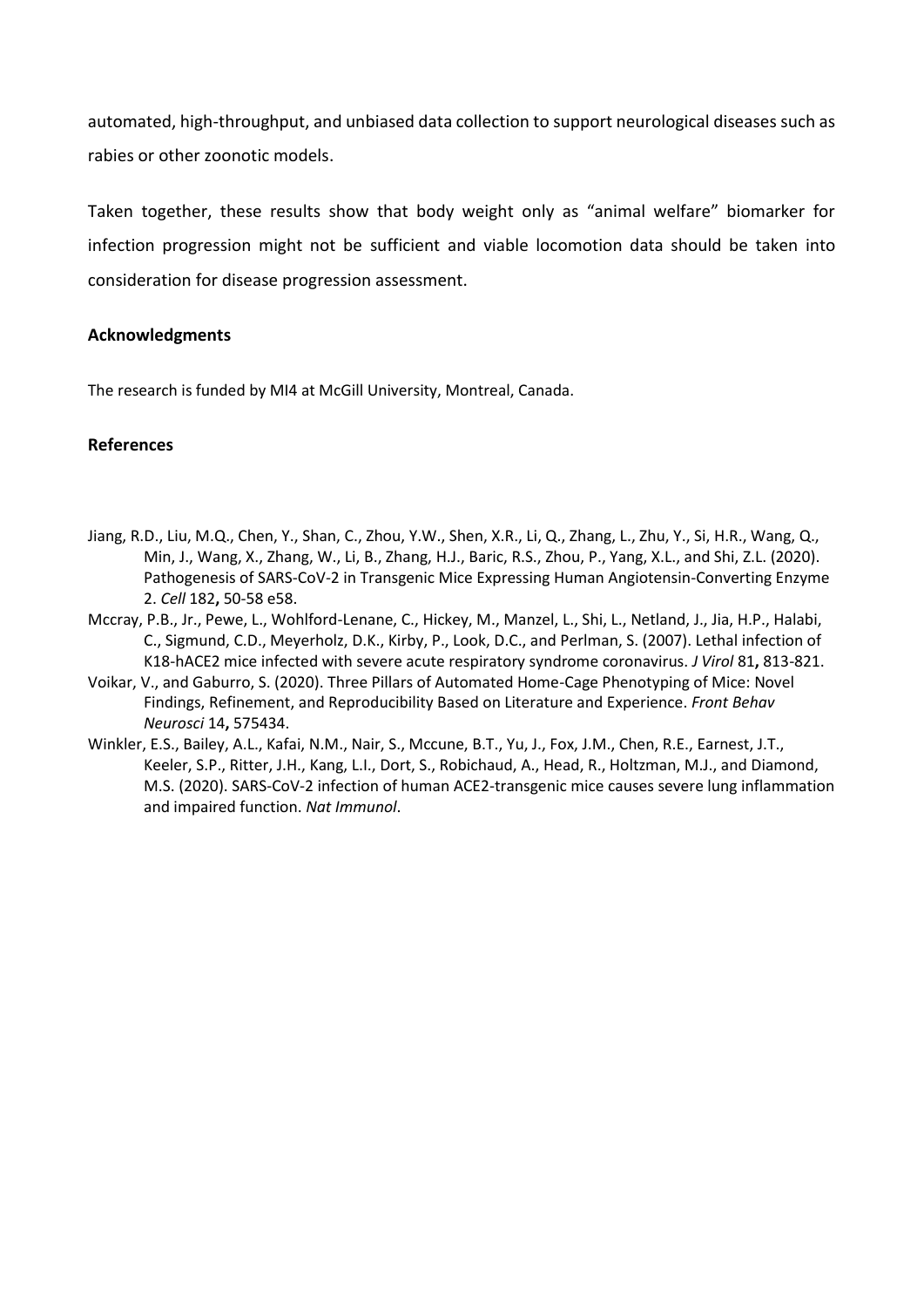automated, high-throughput, and unbiased data collection to support neurological diseases such as rabies or other zoonotic models.

Taken together, these results show that body weight only as "animal welfare" biomarker for infection progression might not be sufficient and viable locomotion data should be taken into consideration for disease progression assessment.

## Acknowledgments

The research is funded by MI4 at McGill University, Montreal, Canada.

## References

Jiang, R.D., Liu, M.Q., Chen, Y., Shan, C., Zhou, Y.W., Shen, X.R., Li, Q., Zhang, L., Zhu, Y., Si, H.R., Wang, Q., Min, J., Wang, X., Zhang, W., Li, B., Zhang, H.J., Baric, R.S., Zhou, P., Yang, X.L., and Shi, Z.L. (2020). Pathogenesis of SARS-CoV-2 in Transgenic Mice Expressing Human Angiotensin-Converting Enzyme 2. *Cell* 182**,** 50-58 e58.

Mccray, P.B., Jr., Pewe, L., Wohlford-Lenane, C., Hickey, M., Manzel, L., Shi, L., Netland, J., Jia, H.P., Halabi, C., Sigmund, C.D., Meyerholz, D.K., Kirby, P., Look, D.C., and Perlman, S. (2007). Lethal infection of K18-hACE2 mice infected with severe acute respiratory syndrome coronavirus. *J Virol* 81**,** 813-821.

Voikar, V., and Gaburro, S. (2020). Three Pillars of Automated Home-Cage Phenotyping of Mice: Novel Findings, Refinement, and Reproducibility Based on Literature and Experience. *Front Behav Neurosci* 14**,** 575434.

Winkler, E.S., Bailey, A.L., Kafai, N.M., Nair, S., Mccune, B.T., Yu, J., Fox, J.M., Chen, R.E., Earnest, J.T., Keeler, S.P., Ritter, J.H., Kang, L.I., Dort, S., Robichaud, A., Head, R., Holtzman, M.J., and Diamond, M.S. (2020). SARS-CoV-2 infection of human ACE2-transgenic mice causes severe lung inflammation and impaired function. *Nat Immunol*.